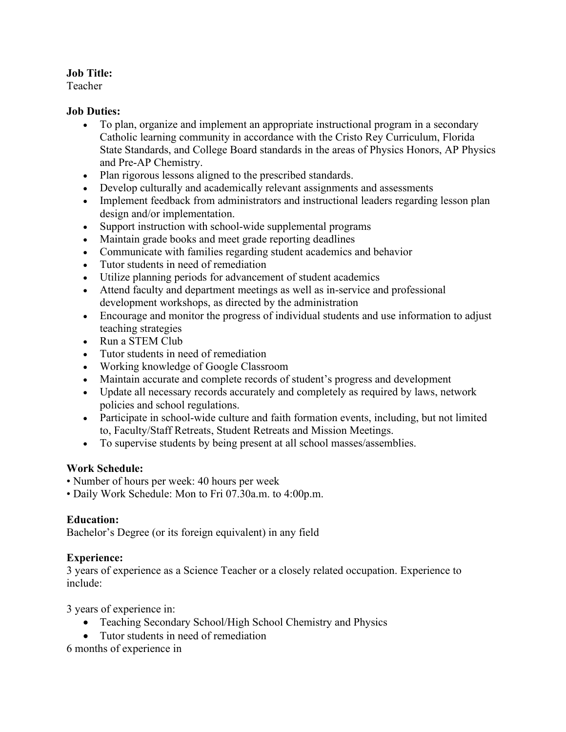**Job Title:**
Teacher

**Job Duties:**

- To plan, organize and implement an appropriate instructional program in a secondary Catholic learning community in accordance with the Cristo Rey Curriculum, Florida State Standards, and College Board standards in the areas of Physics Honors, AP Physics and Pre-AP Chemistry.
- Plan rigorous lessons aligned to the prescribed standards.
- Develop culturally and academically relevant assignments and assessments
- Implement feedback from administrators and instructional leaders regarding lesson plan design and/or implementation.
- Support instruction with school-wide supplemental programs
- Maintain grade books and meet grade reporting deadlines
- Communicate with families regarding student academics and behavior
- Tutor students in need of remediation
- Utilize planning periods for advancement of student academics
- Attend faculty and department meetings as well as in-service and professional development workshops, as directed by the administration
- Encourage and monitor the progress of individual students and use information to adjust teaching strategies
- Run a STEM Club
- Tutor students in need of remediation
- Working knowledge of Google Classroom
- Maintain accurate and complete records of student's progress and development
- Update all necessary records accurately and completely as required by laws, network policies and school regulations.
- Participate in school-wide culture and faith formation events, including, but not limited to, Faculty/Staff Retreats, Student Retreats and Mission Meetings.
- To supervise students by being present at all school masses/assemblies.

**Work Schedule:**

- Number of hours per week: 40 hours per week
- Daily Work Schedule: Mon to Fri 07.30a.m. to 4:00p.m.

**Education:**
Bachelor's Degree (or its foreign equivalent) in any field

**Experience:**
3 years of experience as a Science Teacher or a closely related occupation. Experience to include:

3 years of experience in:

- Teaching Secondary School/High School Chemistry and Physics
- Tutor students in need of remediation

6 months of experience in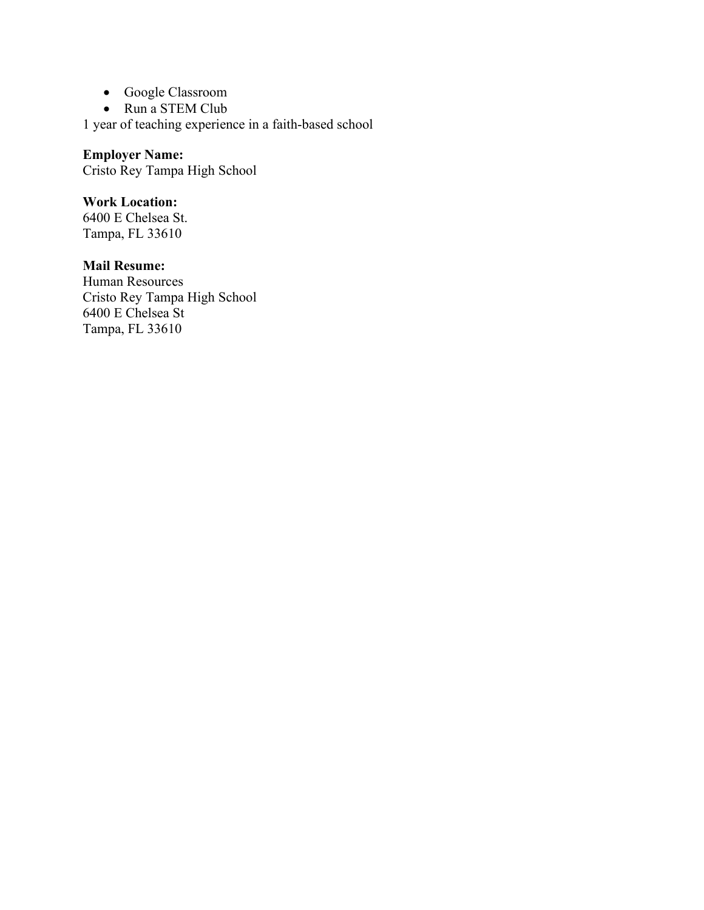- Google Classroom
- Run a STEM Club

1 year of teaching experience in a faith-based school

**Employer Name:**
Cristo Rey Tampa High School

**Work Location:**
6400 E Chelsea St.
Tampa, FL 33610

**Mail Resume:**
Human Resources
Cristo Rey Tampa High School
6400 E Chelsea St
Tampa, FL 33610